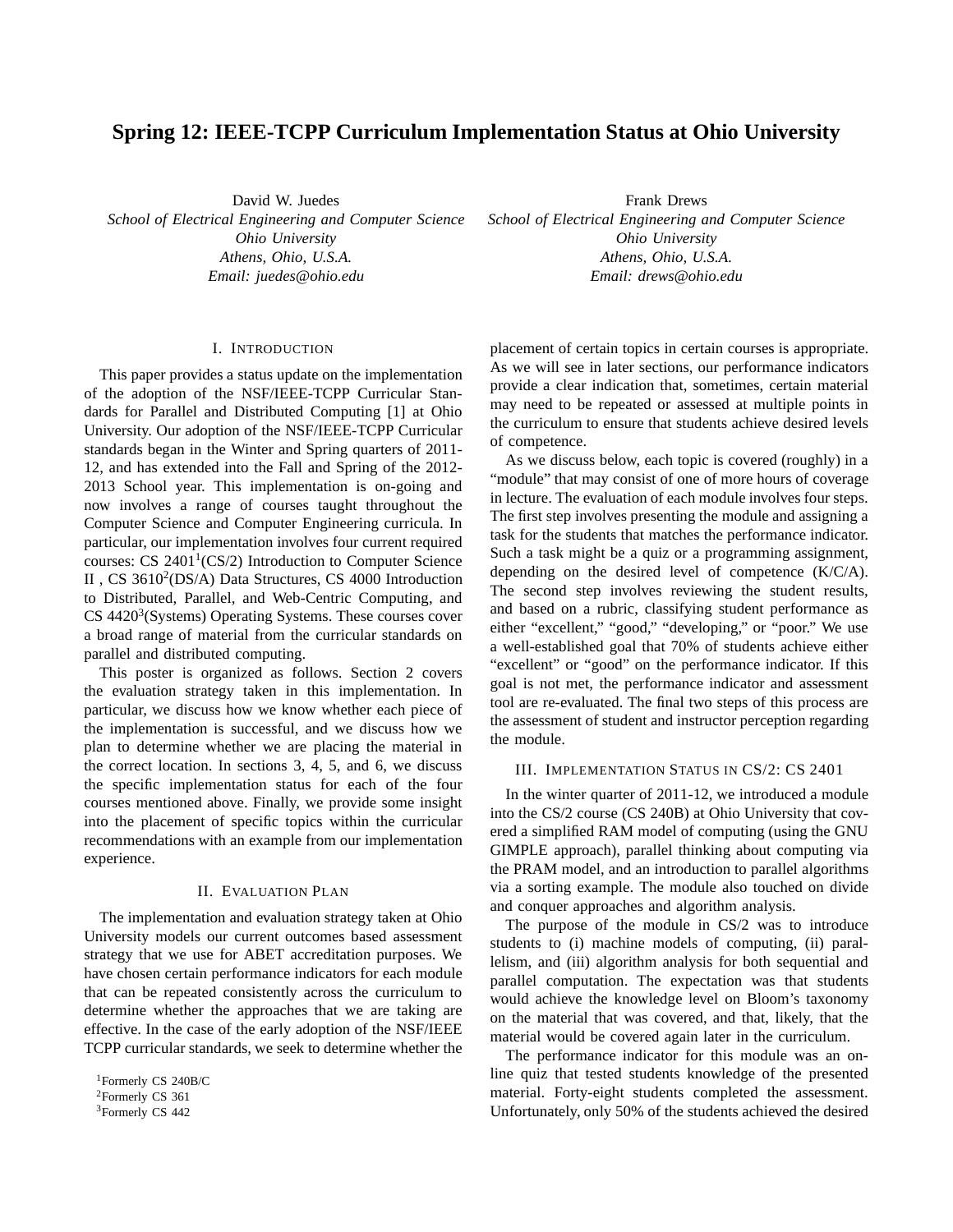# Spring 12: IEEE-TCPP Curriculum Implementation Status at Ohio University

David W. Juedes
*School of Electrical Engineering and Computer Science*
*Ohio University*
*Athens, Ohio, U.S.A.*
*Email: juedes@ohio.edu*

Frank Drews
*School of Electrical Engineering and Computer Science*
*Ohio University*
*Athens, Ohio, U.S.A.*
*Email: drews@ohio.edu*

## I. Introduction

This paper provides a status update on the implementation of the adoption of the NSF/IEEE-TCPP Curricular Standards for Parallel and Distributed Computing [1] at Ohio University. Our adoption of the NSF/IEEE-TCPP Curricular standards began in the Winter and Spring quarters of 2011-12, and has extended into the Fall and Spring of the 2012-2013 School year. This implementation is on-going and now involves a range of courses taught throughout the Computer Science and Computer Engineering curricula. In particular, our implementation involves four current required courses: CS 2401[1](CS/2) Introduction to Computer Science II , CS 3610[2](DS/A) Data Structures, CS 4000 Introduction to Distributed, Parallel, and Web-Centric Computing, and CS 4420[3](Systems) Operating Systems. These courses cover a broad range of material from the curricular standards on parallel and distributed computing.

This poster is organized as follows. Section 2 covers the evaluation strategy taken in this implementation. In particular, we discuss how we know whether each piece of the implementation is successful, and we discuss how we plan to determine whether we are placing the material in the correct location. In sections 3, 4, 5, and 6, we discuss the specific implementation status for each of the four courses mentioned above. Finally, we provide some insight into the placement of specific topics within the curricular recommendations with an example from our implementation experience.

## II. Evaluation Plan

The implementation and evaluation strategy taken at Ohio University models our current outcomes based assessment strategy that we use for ABET accreditation purposes. We have chosen certain performance indicators for each module that can be repeated consistently across the curriculum to determine whether the approaches that we are taking are effective. In the case of the early adoption of the NSF/IEEE TCPP curricular standards, we seek to determine whether the placement of certain topics in certain courses is appropriate. As we will see in later sections, our performance indicators provide a clear indication that, sometimes, certain material may need to be repeated or assessed at multiple points in the curriculum to ensure that students achieve desired levels of competence.

As we discuss below, each topic is covered (roughly) in a "module" that may consist of one of more hours of coverage in lecture. The evaluation of each module involves four steps. The first step involves presenting the module and assigning a task for the students that matches the performance indicator. Such a task might be a quiz or a programming assignment, depending on the desired level of competence (K/C/A). The second step involves reviewing the student results, and based on a rubric, classifying student performance as either "excellent," "good," "developing," or "poor." We use a well-established goal that 70% of students achieve either "excellent" or "good" on the performance indicator. If this goal is not met, the performance indicator and assessment tool are re-evaluated. The final two steps of this process are the assessment of student and instructor perception regarding the module.

## III. Implementation Status in CS/2: CS 2401

In the winter quarter of 2011-12, we introduced a module into the CS/2 course (CS 240B) at Ohio University that covered a simplified RAM model of computing (using the GNU GIMPLE approach), parallel thinking about computing via the PRAM model, and an introduction to parallel algorithms via a sorting example. The module also touched on divide and conquer approaches and algorithm analysis.

The purpose of the module in CS/2 was to introduce students to (i) machine models of computing, (ii) parallelism, and (iii) algorithm analysis for both sequential and parallel computation. The expectation was that students would achieve the knowledge level on Bloom's taxonomy on the material that was covered, and that, likely, that the material would be covered again later in the curriculum.

The performance indicator for this module was an on-line quiz that tested students knowledge of the presented material. Forty-eight students completed the assessment. Unfortunately, only 50% of the students achieved the desired

[1] Formerly CS 240B/C
[2] Formerly CS 361
[3] Formerly CS 442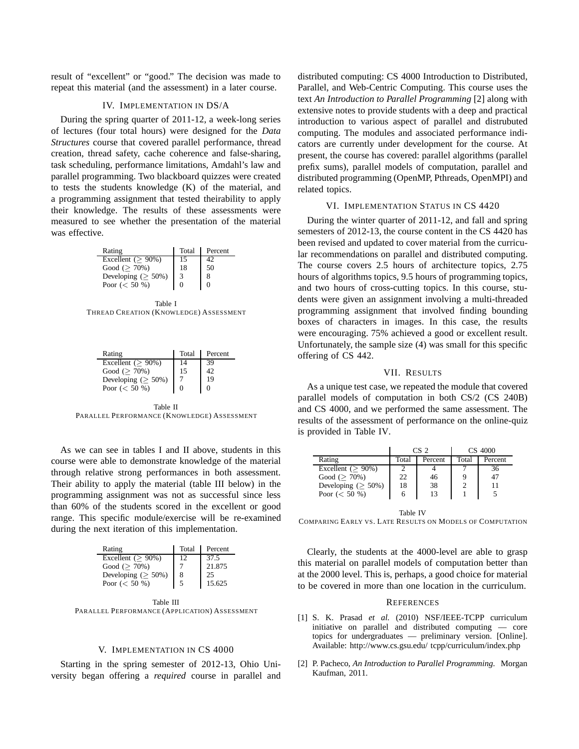result of "excellent" or "good." The decision was made to repeat this material (and the assessment) in a later course.

## IV. Implementation in DS/A

During the spring quarter of 2011-12, a week-long series of lectures (four total hours) were designed for the *Data Structures* course that covered parallel performance, thread creation, thread safety, cache coherence and false-sharing, task scheduling, performance limitations, Amdahl's law and parallel programming. Two blackboard quizzes were created to tests the students knowledge (K) of the material, and a programming assignment that tested theirability to apply their knowledge. The results of these assessments were measured to see whether the presentation of the material was effective.

| Rating | Total | Percent |
|---|---|---|
| Excellent ($\geq$ 90%) | 15 | 42 |
| Good ($\geq$ 70%) | 18 | 50 |
| Developing ($\geq$ 50%) | 3 | 8 |
| Poor ($<$ 50 %) | 0 | 0 |

Table I
Thread Creation (Knowledge) Assessment

| Rating | Total | Percent |
|---|---|---|
| Excellent ($\geq$ 90%) | 14 | 39 |
| Good ($\geq$ 70%) | 15 | 42 |
| Developing ($\geq$ 50%) | 7 | 19 |
| Poor ($<$ 50 %) | 0 | 0 |

Table II
Parallel Performance (Knowledge) Assessment

As we can see in tables I and II above, students in this course were able to demonstrate knowledge of the material through relative strong performances in both assessment. Their ability to apply the material (table III below) in the programming assignment was not as successful since less than 60% of the students scored in the excellent or good range. This specific module/exercise will be re-examined during the next iteration of this implementation.

| Rating | Total | Percent |
|---|---|---|
| Excellent ($\geq$ 90%) | 12 | 37.5 |
| Good ($\geq$ 70%) | 7 | 21.875 |
| Developing ($\geq$ 50%) | 8 | 25 |
| Poor ($<$ 50 %) | 5 | 15.625 |

Table III
Parallel Performance (Application) Assessment

## V. Implementation in CS 4000

Starting in the spring semester of 2012-13, Ohio University began offering a *required* course in parallel and distributed computing: CS 4000 Introduction to Distributed, Parallel, and Web-Centric Computing. This course uses the text *An Introduction to Parallel Programming* [2] along with extensive notes to provide students with a deep and practical introduction to various aspect of parallel and distrubuted computing. The modules and associated performance indicators are currently under development for the course. At present, the course has covered: parallel algorithms (parallel prefix sums), parallel models of computation, parallel and distributed programming (OpenMP, Pthreads, OpenMPI) and related topics.

## VI. Implementation Status in CS 4420

During the winter quarter of 2011-12, and fall and spring semesters of 2012-13, the course content in the CS 4420 has been revised and updated to cover material from the curricular recommendations on parallel and distributed computing. The course covers 2.5 hours of architecture topics, 2.75 hours of algorithms topics, 9.5 hours of programming topics, and two hours of cross-cutting topics. In this course, students were given an assignment involving a multi-threaded programming assignment that involved finding bounding boxes of characters in images. In this case, the results were encouraging. 75% achieved a good or excellent result. Unfortunately, the sample size (4) was small for this specific offering of CS 442.

## VII. Results

As a unique test case, we repeated the module that covered parallel models of computation in both CS/2 (CS 240B) and CS 4000, and we performed the same assessment. The results of the assessment of performance on the online-quiz is provided in Table IV.

| | CS 2 | | CS 4000 | |
|---|---|---|---|---|
| Rating | Total | Percent | Total | Percent |
| Excellent ($\geq$ 90%) | 2 | 4 | 7 | 36 |
| Good ($\geq$ 70%) | 22 | 46 | 9 | 47 |
| Developing ($\geq$ 50%) | 18 | 38 | 2 | 11 |
| Poor ($<$ 50 %) | 6 | 13 | 1 | 5 |

Table IV
Comparing Early vs. Late Results on Models of Computation

Clearly, the students at the 4000-level are able to grasp this material on parallel models of computation better than at the 2000 level. This is, perhaps, a good choice for material to be covered in more than one location in the curriculum.

## References

[1] S. K. Prasad *et al.* (2010) NSF/IEEE-TCPP curriculum initiative on parallel and distributed computing — core topics for undergraduates — preliminary version. [Online]. Available: http://www.cs.gsu.edu/ tcpp/curriculum/index.php

[2] P. Pacheco, *An Introduction to Parallel Programming*. Morgan Kaufman, 2011.